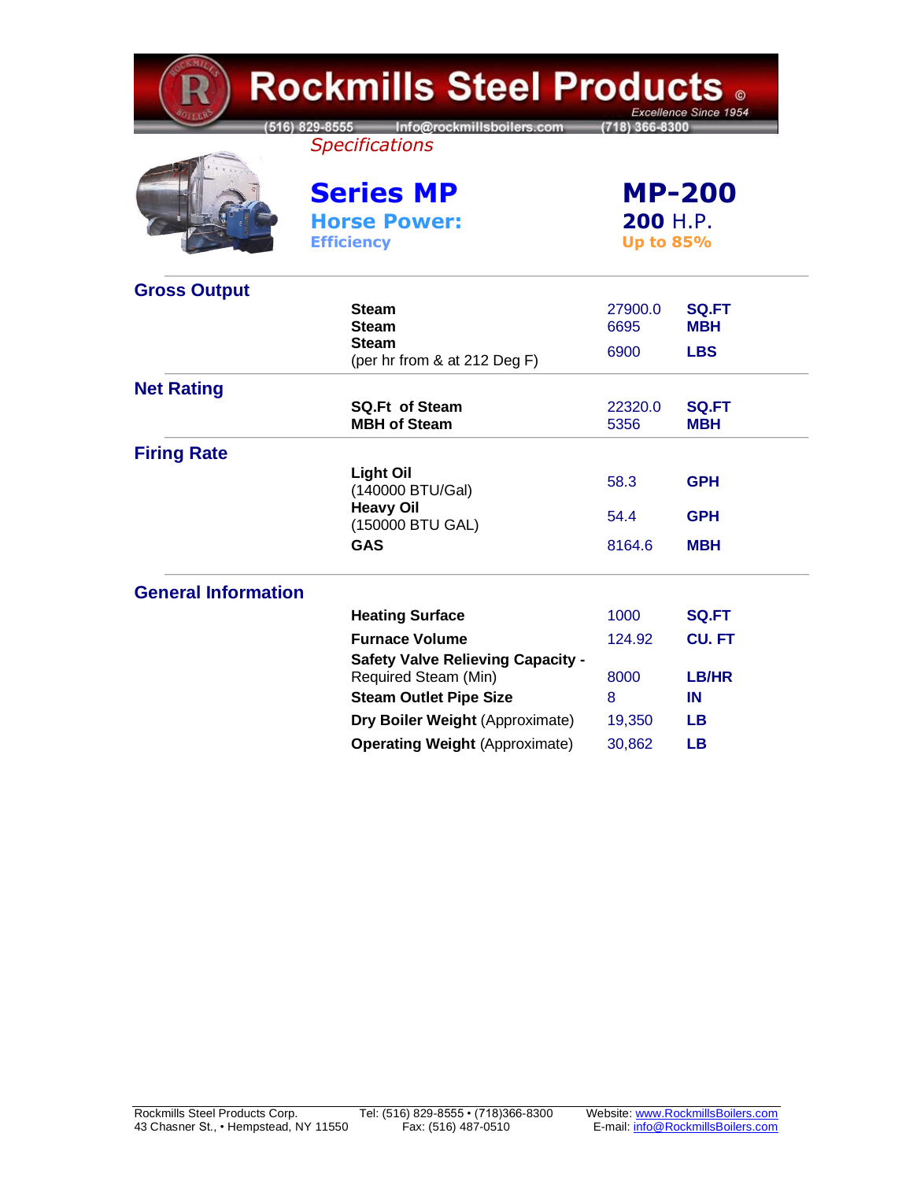# Rockmills Steel Products ©

*Excellence Since 1954*

(516) 829-8555 Info@rockmillsboilers.com (718) 366-8300

*Specifications*

## Series MP — MP-200

**Horse Power:** 200 H.P.

**Efficiency:** Up to 85%

### Gross Output

| | | |
|---|---|---|
| **Steam** | 27900.0 | **SQ.FT** |
| **Steam** | 6695 | **MBH** |
| **Steam** (per hr from & at 212 Deg F) | 6900 | **LBS** |

### Net Rating

| | | |
|---|---|---|
| **SQ.Ft of Steam** | 22320.0 | **SQ.FT** |
| **MBH of Steam** | 5356 | **MBH** |

### Firing Rate

| | | |
|---|---|---|
| **Light Oil** (140000 BTU/Gal) | 58.3 | **GPH** |
| **Heavy Oil** (150000 BTU GAL) | 54.4 | **GPH** |
| **GAS** | 8164.6 | **MBH** |

### General Information

| | | |
|---|---|---|
| **Heating Surface** | 1000 | **SQ.FT** |
| **Furnace Volume** | 124.92 | **CU. FT** |
| **Safety Valve Relieving Capacity -** Required Steam (Min) | 8000 | **LB/HR** |
| **Steam Outlet Pipe Size** | 8 | **IN** |
| **Dry Boiler Weight** (Approximate) | 19,350 | **LB** |
| **Operating Weight** (Approximate) | 30,862 | **LB** |

Rockmills Steel Products Corp.
43 Chasner St., • Hempstead, NY 11550

Tel: (516) 829-8555 • (718)366-8300
Fax: (516) 487-0510

Website: www.RockmillsBoilers.com
E-mail: info@RockmillsBoilers.com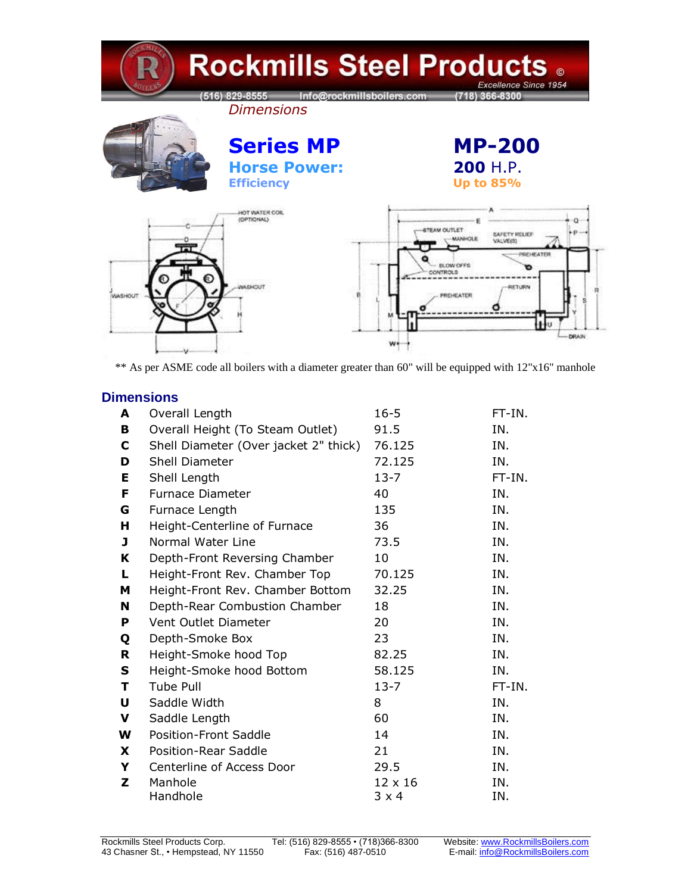# Rockmills Steel Products

*Excellence Since 1954*

(516) 829-8555 Info@rockmillsboilers.com (718) 366-8300

*Dimensions*

## Series MP

**Horse Power:**

**Efficiency**

## MP-200

**200** H.P.

**Up to 85%**

HOT WATER COIL (OPTIONAL)
C
D
WASHOUT
WASHOUT
J
F
H
V
A
E
Q
P
STEAM OUTLET
MANHOLE
SAFETY RELIEF VALVE(S)
PREHEATER
BLOW OFFS CONTROLS
RETURN
PREHEATER
B
L
M
R
S
Y
U
W
DRAIN

** As per ASME code all boilers with a diameter greater than 60" will be equipped with 12"x16" manhole

## Dimensions

| | | | |
|---|---|---|---|
| **A** | Overall Length | 16-5 | FT-IN. |
| **B** | Overall Height (To Steam Outlet) | 91.5 | IN. |
| **C** | Shell Diameter (Over jacket 2" thick) | 76.125 | IN. |
| **D** | Shell Diameter | 72.125 | IN. |
| **E** | Shell Length | 13-7 | FT-IN. |
| **F** | Furnace Diameter | 40 | IN. |
| **G** | Furnace Length | 135 | IN. |
| **H** | Height-Centerline of Furnace | 36 | IN. |
| **J** | Normal Water Line | 73.5 | IN. |
| **K** | Depth-Front Reversing Chamber | 10 | IN. |
| **L** | Height-Front Rev. Chamber Top | 70.125 | IN. |
| **M** | Height-Front Rev. Chamber Bottom | 32.25 | IN. |
| **N** | Depth-Rear Combustion Chamber | 18 | IN. |
| **P** | Vent Outlet Diameter | 20 | IN. |
| **Q** | Depth-Smoke Box | 23 | IN. |
| **R** | Height-Smoke hood Top | 82.25 | IN. |
| **S** | Height-Smoke hood Bottom | 58.125 | IN. |
| **T** | Tube Pull | 13-7 | FT-IN. |
| **U** | Saddle Width | 8 | IN. |
| **V** | Saddle Length | 60 | IN. |
| **W** | Position-Front Saddle | 14 | IN. |
| **X** | Position-Rear Saddle | 21 | IN. |
| **Y** | Centerline of Access Door | 29.5 | IN. |
| **Z** | Manhole | 12 x 16 | IN. |
| | Handhole | 3 x 4 | IN. |

Rockmills Steel Products Corp.
43 Chasner St., • Hempstead, NY 11550

Tel: (516) 829-8555 • (718)366-8300
Fax: (516) 487-0510

Website: www.RockmillsBoilers.com
E-mail: info@RockmillsBoilers.com